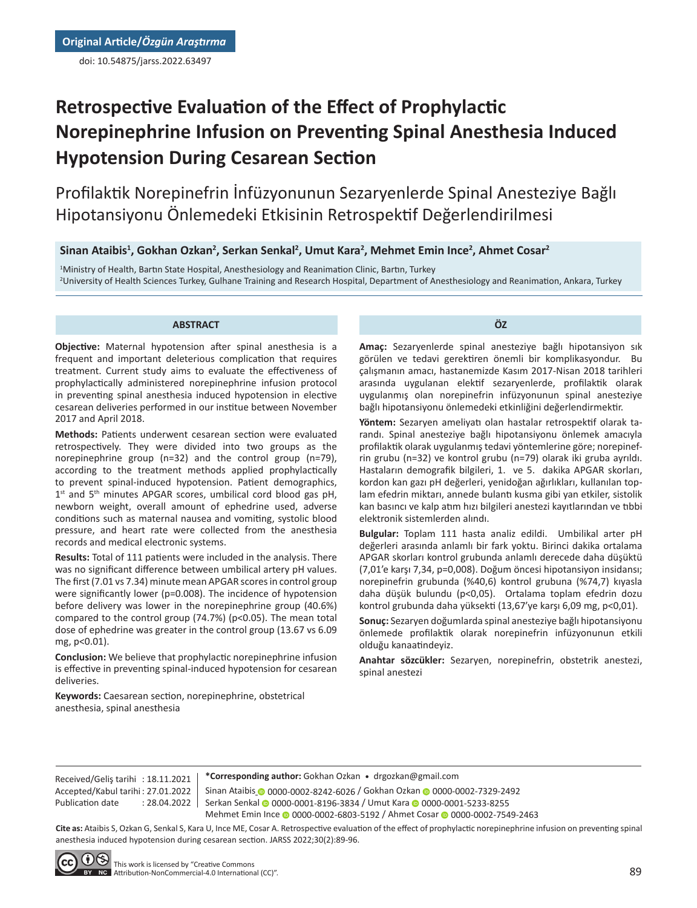**Original Article/*Özgün Araştırma***

doi: 10.54875/jarss.2022.63497

# Retrospective Evaluation of the Effect of Prophylactic Norepinephrine Infusion on Preventing Spinal Anesthesia Induced Hypotension During Cesarean Section

## Profilaktik Norepinefrin İnfüzyonunun Sezaryenlerde Spinal Anesteziye Bağlı Hipotansiyonu Önlemedeki Etkisinin Retrospektif Değerlendirilmesi

**Sinan Ataibis[1], Gokhan Ozkan[2], Serkan Senkal[2], Umut Kara[2], Mehmet Emin Ince[2], Ahmet Cosar[2]**

[1]Ministry of Health, Bartın State Hospital, Anesthesiology and Reanimation Clinic, Bartın, Turkey
[2]University of Health Sciences Turkey, Gulhane Training and Research Hospital, Department of Anesthesiology and Reanimation, Ankara, Turkey

### ABSTRACT

**Objective:** Maternal hypotension after spinal anesthesia is a frequent and important deleterious complication that requires treatment. Current study aims to evaluate the effectiveness of prophylactically administered norepinephrine infusion protocol in preventing spinal anesthesia induced hypotension in elective cesarean deliveries performed in our institue between November 2017 and April 2018.

**Methods:** Patients underwent cesarean section were evaluated retrospectively. They were divided into two groups as the norepinephrine group (n=32) and the control group (n=79), according to the treatment methods applied prophylactically to prevent spinal-induced hypotension. Patient demographics, 1st and 5th minutes APGAR scores, umbilical cord blood gas pH, newborn weight, overall amount of ephedrine used, adverse conditions such as maternal nausea and vomiting, systolic blood pressure, and heart rate were collected from the anesthesia records and medical electronic systems.

**Results:** Total of 111 patients were included in the analysis. There was no significant difference between umbilical artery pH values. The first (7.01 vs 7.34) minute mean APGAR scores in control group were significantly lower (p=0.008). The incidence of hypotension before delivery was lower in the norepinephrine group (40.6%) compared to the control group (74.7%) (p<0.05). The mean total dose of ephedrine was greater in the control group (13.67 vs 6.09 mg, p<0.01).

**Conclusion:** We believe that prophylactic norepinephrine infusion is effective in preventing spinal-induced hypotension for cesarean deliveries.

**Keywords:** Caesarean section, norepinephrine, obstetrical anesthesia, spinal anesthesia

### ÖZ

**Amaç:** Sezaryenlerde spinal anesteziye bağlı hipotansiyon sık görülen ve tedavi gerektiren önemli bir komplikasyondur. Bu çalışmanın amacı, hastanemizde Kasım 2017-Nisan 2018 tarihleri arasında uygulanan elektif sezaryenlerde, profilaktik olarak uygulanmış olan norepinefrin infüzyonunun spinal anesteziye bağlı hipotansiyonu önlemedeki etkinliğini değerlendirmektir.

**Yöntem:** Sezaryen ameliyatı olan hastalar retrospektif olarak tarandı. Spinal anesteziye bağlı hipotansiyonu önlemek amacıyla profilaktik olarak uygulanmış tedavi yöntemlerine göre; norepinefrin grubu (n=32) ve kontrol grubu (n=79) olarak iki gruba ayrıldı. Hastaların demografik bilgileri, 1. ve 5. dakika APGAR skorları, kordon kan gazı pH değerleri, yenidoğan ağırlıkları, kullanılan toplam efedrin miktarı, annede bulantı kusma gibi yan etkiler, sistolik kan basıncı ve kalp atım hızı bilgileri anestezi kayıtlarından ve tıbbi elektronik sistemlerden alındı.

**Bulgular:** Toplam 111 hasta analiz edildi. Umbilikal arter pH değerleri arasında anlamlı bir fark yoktu. Birinci dakika ortalama APGAR skorları kontrol grubunda anlamlı derecede daha düşüktü (7,01'e karşı 7,34, p=0,008). Doğum öncesi hipotansiyon insidansı; norepinefrin grubunda (%40,6) kontrol grubuna (%74,7) kıyasla daha düşük bulundu (p<0,05). Ortalama toplam efedrin dozu kontrol grubunda daha yüksekti (13,67'ye karşı 6,09 mg, p<0,01).

**Sonuç:** Sezaryen doğumlarda spinal anesteziye bağlı hipotansiyonu önlemede profilaktik olarak norepinefrin infüzyonunun etkili olduğu kanaatindeyiz.

**Anahtar sözcükler:** Sezaryen, norepinefrin, obstetrik anestezi, spinal anestezi

Received/Geliş tarihi : 18.11.2021
Accepted/Kabul tarihi : 27.01.2022
Publication date : 28.04.2022

**\*Corresponding author:** Gokhan Ozkan • drgozkan@gmail.com

Sinan Ataibis 0000-0002-8242-6026 / Gokhan Ozkan 0000-0002-7329-2492
Serkan Senkal 0000-0001-8196-3834 / Umut Kara 0000-0001-5233-8255
Mehmet Emin Ince 0000-0002-6803-5192 / Ahmet Cosar 0000-0002-7549-2463

**Cite as:** Ataibis S, Ozkan G, Senkal S, Kara U, Ince ME, Cosar A. Retrospective evaluation of the effect of prophylactic norepinephrine infusion on preventing spinal anesthesia induced hypotension during cesarean section. JARSS 2022;30(2):89-96.

This work is licensed by "Creative Commons Attribution-NonCommercial-4.0 International (CC)".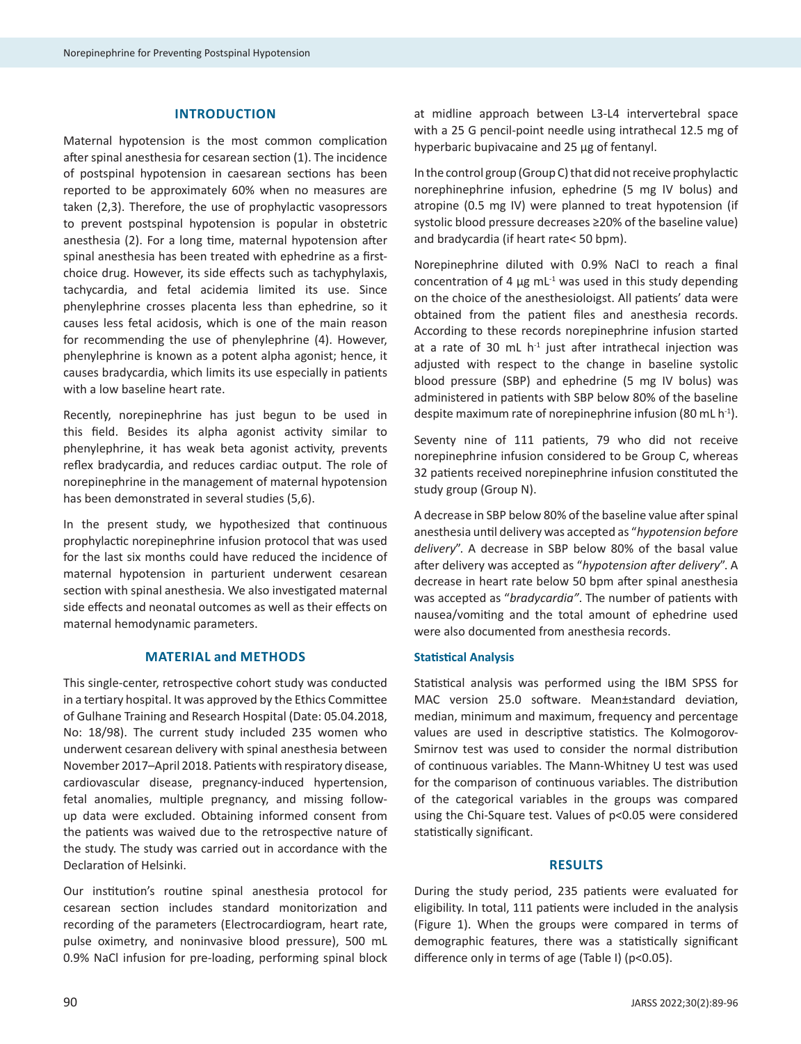## INTRODUCTION

Maternal hypotension is the most common complication after spinal anesthesia for cesarean section (1). The incidence of postspinal hypotension in caesarean sections has been reported to be approximately 60% when no measures are taken (2,3). Therefore, the use of prophylactic vasopressors to prevent postspinal hypotension is popular in obstetric anesthesia (2). For a long time, maternal hypotension after spinal anesthesia has been treated with ephedrine as a first-choice drug. However, its side effects such as tachyphylaxis, tachycardia, and fetal acidemia limited its use. Since phenylephrine crosses placenta less than ephedrine, so it causes less fetal acidosis, which is one of the main reason for recommending the use of phenylephrine (4). However, phenylephrine is known as a potent alpha agonist; hence, it causes bradycardia, which limits its use especially in patients with a low baseline heart rate.

Recently, norepinephrine has just begun to be used in this field. Besides its alpha agonist activity similar to phenylephrine, it has weak beta agonist activity, prevents reflex bradycardia, and reduces cardiac output. The role of norepinephrine in the management of maternal hypotension has been demonstrated in several studies (5,6).

In the present study, we hypothesized that continuous prophylactic norepinephrine infusion protocol that was used for the last six months could have reduced the incidence of maternal hypotension in parturient underwent cesarean section with spinal anesthesia. We also investigated maternal side effects and neonatal outcomes as well as their effects on maternal hemodynamic parameters.

## MATERIAL and METHODS

This single-center, retrospective cohort study was conducted in a tertiary hospital. It was approved by the Ethics Committee of Gulhane Training and Research Hospital (Date: 05.04.2018, No: 18/98). The current study included 235 women who underwent cesarean delivery with spinal anesthesia between November 2017–April 2018. Patients with respiratory disease, cardiovascular disease, pregnancy-induced hypertension, fetal anomalies, multiple pregnancy, and missing follow-up data were excluded. Obtaining informed consent from the patients was waived due to the retrospective nature of the study. The study was carried out in accordance with the Declaration of Helsinki.

Our institution's routine spinal anesthesia protocol for cesarean section includes standard monitorization and recording of the parameters (Electrocardiogram, heart rate, pulse oximetry, and noninvasive blood pressure), 500 mL 0.9% NaCl infusion for pre-loading, performing spinal block at midline approach between L3-L4 intervertebral space with a 25 G pencil-point needle using intrathecal 12.5 mg of hyperbaric bupivacaine and 25 µg of fentanyl.

In the control group (Group C) that did not receive prophylactic norephinephrine infusion, ephedrine (5 mg IV bolus) and atropine (0.5 mg IV) were planned to treat hypotension (if systolic blood pressure decreases ≥20% of the baseline value) and bradycardia (if heart rate< 50 bpm).

Norepinephrine diluted with 0.9% NaCl to reach a final concentration of 4 µg $mL^{-1}$ was used in this study depending on the choice of the anesthesioloigst. All patients' data were obtained from the patient files and anesthesia records. According to these records norepinephrine infusion started at a rate of 30 mL $h^{-1}$ just after intrathecal injection was adjusted with respect to the change in baseline systolic blood pressure (SBP) and ephedrine (5 mg IV bolus) was administered in patients with SBP below 80% of the baseline despite maximum rate of norepinephrine infusion (80 mL $h^{-1}$).

Seventy nine of 111 patients, 79 who did not receive norepinephrine infusion considered to be Group C, whereas 32 patients received norepinephrine infusion constituted the study group (Group N).

A decrease in SBP below 80% of the baseline value after spinal anesthesia until delivery was accepted as "*hypotension before delivery*". A decrease in SBP below 80% of the basal value after delivery was accepted as "*hypotension after delivery*". A decrease in heart rate below 50 bpm after spinal anesthesia was accepted as "*bradycardia"*. The number of patients with nausea/vomiting and the total amount of ephedrine used were also documented from anesthesia records.

### Statistical Analysis

Statistical analysis was performed using the IBM SPSS for MAC version 25.0 software. Mean±standard deviation, median, minimum and maximum, frequency and percentage values are used in descriptive statistics. The Kolmogorov-Smirnov test was used to consider the normal distribution of continuous variables. The Mann-Whitney U test was used for the comparison of continuous variables. The distribution of the categorical variables in the groups was compared using the Chi-Square test. Values of $p<0.05$ were considered statistically significant.

## RESULTS

During the study period, 235 patients were evaluated for eligibility. In total, 111 patients were included in the analysis (Figure 1). When the groups were compared in terms of demographic features, there was a statistically significant difference only in terms of age (Table I) ($p<0.05$).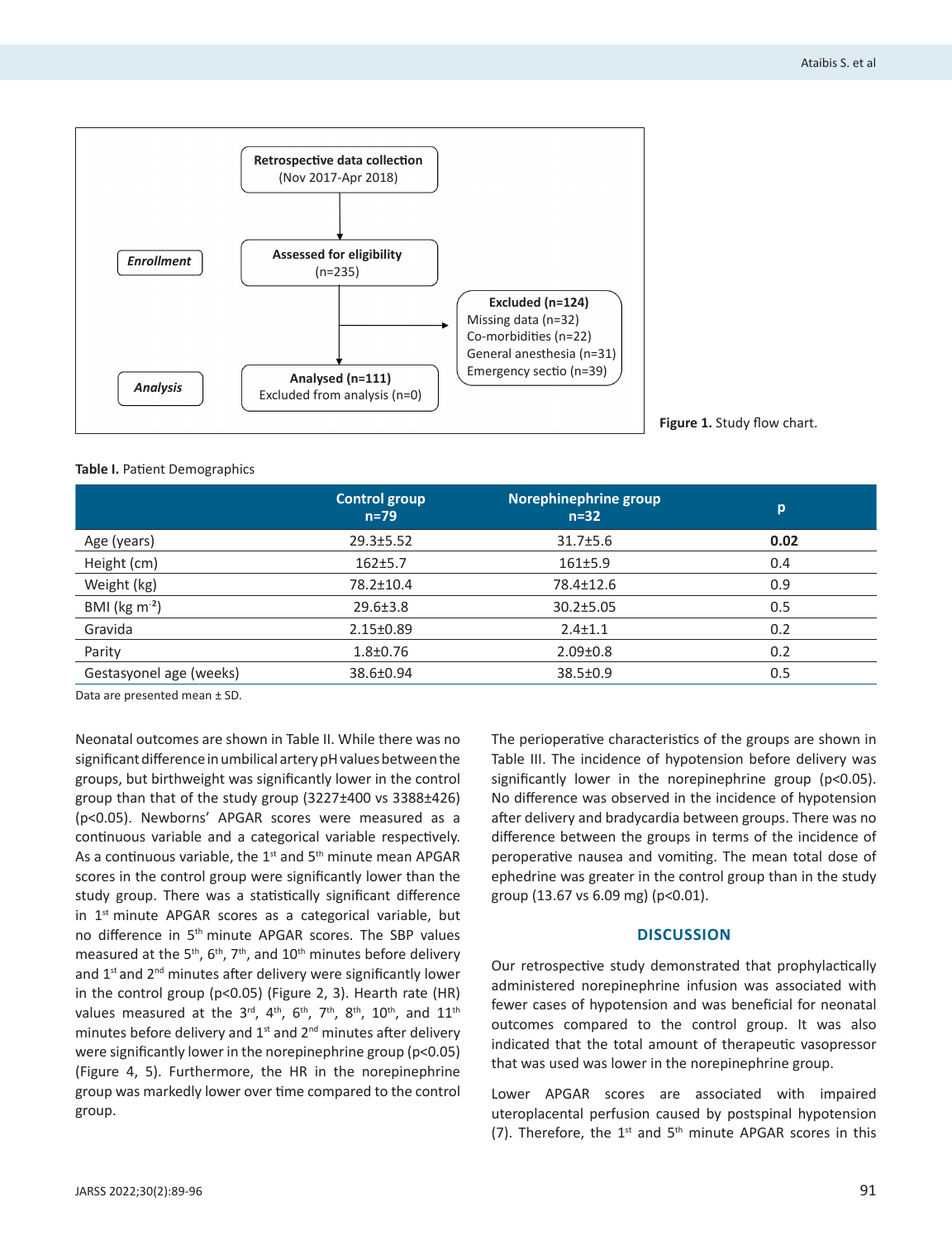Retrospective data collection
(Nov 2017-Apr 2018)

*Enrollment*

Assessed for eligibility
(n=235)

Excluded (n=124)
Missing data (n=32)
Co-morbidities (n=22)
General anesthesia (n=31)
Emergency sectio (n=39)

*Analysis*

Analysed (n=111)
Excluded from analysis (n=0)

**Figure 1.** Study flow chart.

**Table I.** Patient Demographics

| | Control group n=79 | Norephinephrine group n=32 | p |
|---|---|---|---|
| Age (years) | 29.3±5.52 | 31.7±5.6 | **0.02** |
| Height (cm) | 162±5.7 | 161±5.9 | 0.4 |
| Weight (kg) | 78.2±10.4 | 78.4±12.6 | 0.9 |
| BMI (kg $m^{-2}$) | 29.6±3.8 | 30.2±5.05 | 0.5 |
| Gravida | 2.15±0.89 | 2.4±1.1 | 0.2 |
| Parity | 1.8±0.76 | 2.09±0.8 | 0.2 |
| Gestasyonel age (weeks) | 38.6±0.94 | 38.5±0.9 | 0.5 |

Data are presented mean ± SD.

Neonatal outcomes are shown in Table II. While there was no significant difference in umbilical artery pH values between the groups, but birthweight was significantly lower in the control group than that of the study group (3227±400 vs 3388±426) ($p<0.05$). Newborns' APGAR scores were measured as a continuous variable and a categorical variable respectively. As a continuous variable, the 1st and 5th minute mean APGAR scores in the control group were significantly lower than the study group. There was a statistically significant difference in 1st minute APGAR scores as a categorical variable, but no difference in 5th minute APGAR scores. The SBP values measured at the 5th, 6th, 7th, and 10th minutes before delivery and 1st and 2nd minutes after delivery were significantly lower in the control group ($p<0.05$) (Figure 2, 3). Hearth rate (HR) values measured at the 3rd, 4th, 6th, 7th, 8th, 10th, and 11th minutes before delivery and 1st and 2nd minutes after delivery were significantly lower in the norepinephrine group ($p<0.05$) (Figure 4, 5). Furthermore, the HR in the norepinephrine group was markedly lower over time compared to the control group.

The perioperative characteristics of the groups are shown in Table III. The incidence of hypotension before delivery was significantly lower in the norepinephrine group ($p<0.05$). No difference was observed in the incidence of hypotension after delivery and bradycardia between groups. There was no difference between the groups in terms of the incidence of peroperative nausea and vomiting. The mean total dose of ephedrine was greater in the control group than in the study group (13.67 vs 6.09 mg) ($p<0.01$).

## DISCUSSION

Our retrospective study demonstrated that prophylactically administered norepinephrine infusion was associated with fewer cases of hypotension and was beneficial for neonatal outcomes compared to the control group. It was also indicated that the total amount of therapeutic vasopressor that was used was lower in the norepinephrine group.

Lower APGAR scores are associated with impaired uteroplacental perfusion caused by postspinal hypotension (7). Therefore, the 1st and 5th minute APGAR scores in this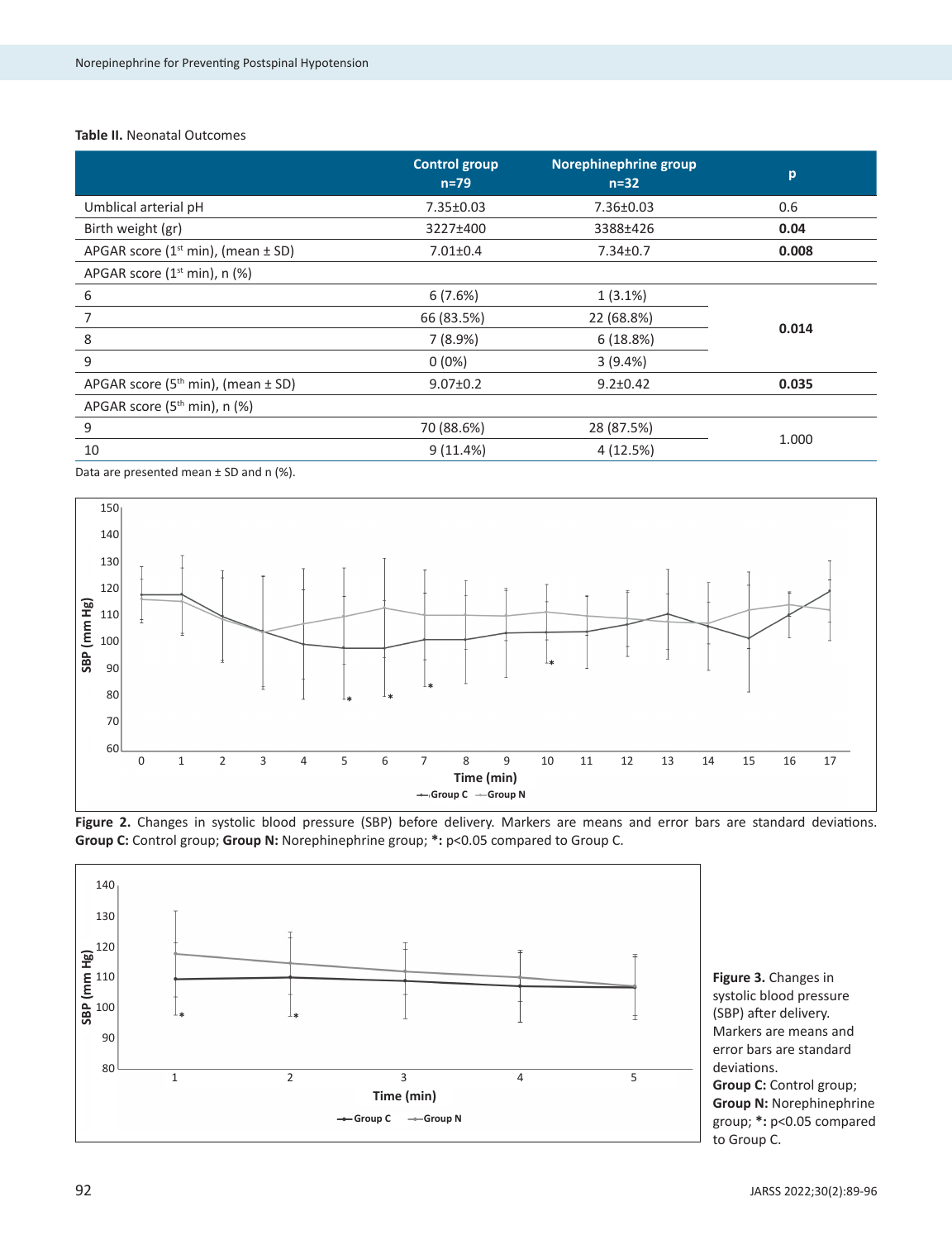**Table II.** Neonatal Outcomes

| | Control group n=79 | Norephinephrine group n=32 | p |
|---|---|---|---|
| Umblical arterial pH | 7.35±0.03 | 7.36±0.03 | 0.6 |
| Birth weight (gr) | 3227±400 | 3388±426 | **0.04** |
| APGAR score (1st min), (mean ± SD) | 7.01±0.4 | 7.34±0.7 | **0.008** |
| APGAR score (1st min), n (%) | | | |
| 6 | 6 (7.6%) | 1 (3.1%) | **0.014** |
| 7 | 66 (83.5%) | 22 (68.8%) | |
| 8 | 7 (8.9%) | 6 (18.8%) | |
| 9 | 0 (0%) | 3 (9.4%) | |
| APGAR score (5th min), (mean ± SD) | 9.07±0.2 | 9.2±0.42 | **0.035** |
| APGAR score (5th min), n (%) | | | |
| 9 | 70 (88.6%) | 28 (87.5%) | 1.000 |
| 10 | 9 (11.4%) | 4 (12.5%) | |

Data are presented mean ± SD and n (%).

**Figure 2.** Changes in systolic blood pressure (SBP) before delivery. Markers are means and error bars are standard deviations. **Group C:** Control group; **Group N:** Norephinephrine group; **\*:** p<0.05 compared to Group C.

**Figure 3.** Changes in systolic blood pressure (SBP) after delivery. Markers are means and error bars are standard deviations. **Group C:** Control group; **Group N:** Norephinephrine group; **\*:** p<0.05 compared to Group C.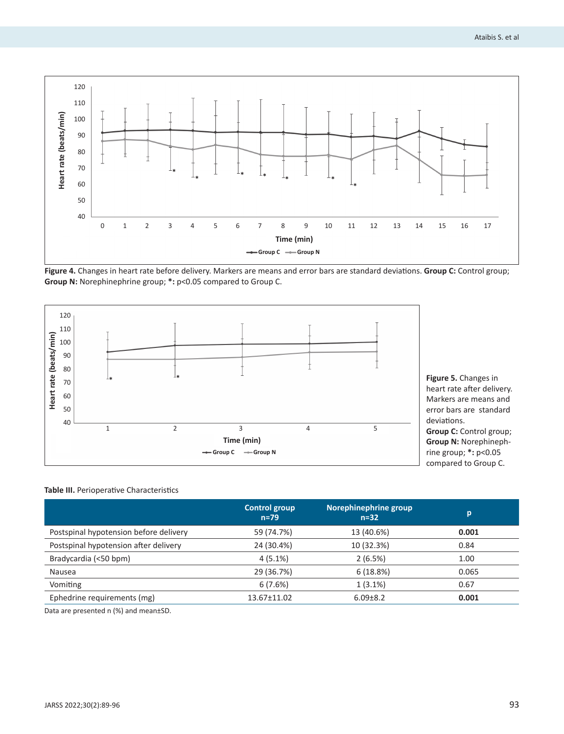**Figure 4.** Changes in heart rate before delivery. Markers are means and error bars are standard deviations. **Group C:** Control group; **Group N:** Norepinephrine group; ***:** p<0.05 compared to Group C.

**Figure 5.** Changes in heart rate after delivery. Markers are means and error bars are standard deviations. **Group C:** Control group; **Group N:** Norepinephrine group; ***:** p<0.05 compared to Group C.

**Table III.** Perioperative Characteristics

| | Control group n=79 | Norephinephrine group n=32 | p |
|---|---|---|---|
| Postspinal hypotension before delivery | 59 (74.7%) | 13 (40.6%) | **0.001** |
| Postspinal hypotension after delivery | 24 (30.4%) | 10 (32.3%) | 0.84 |
| Bradycardia (<50 bpm) | 4 (5.1%) | 2 (6.5%) | 1.00 |
| Nausea | 29 (36.7%) | 6 (18.8%) | 0.065 |
| Vomiting | 6 (7.6%) | 1 (3.1%) | 0.67 |
| Ephedrine requirements (mg) | 13.67±11.02 | 6.09±8.2 | **0.001** |

Data are presented n (%) and mean±SD.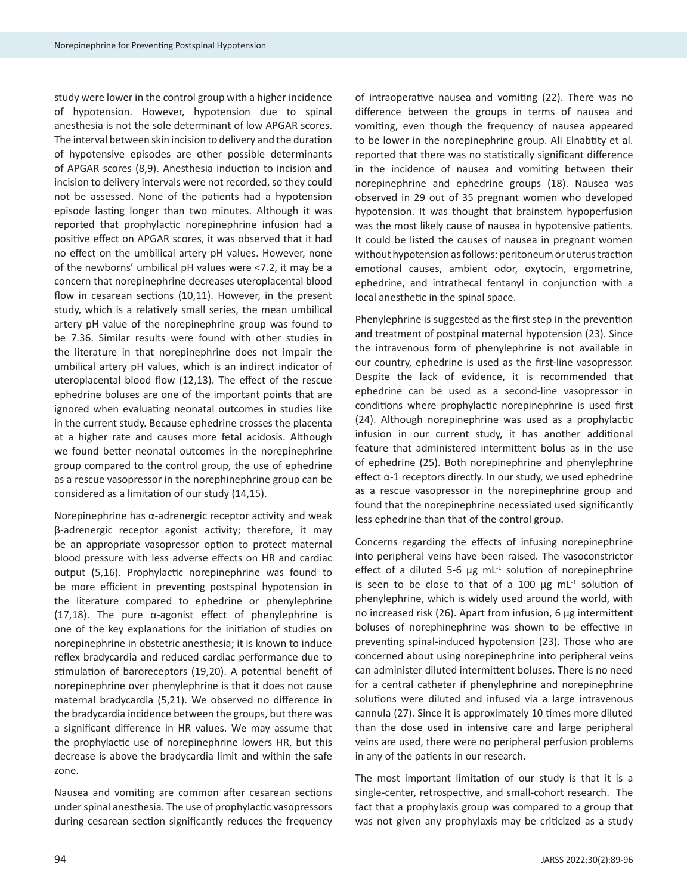study were lower in the control group with a higher incidence of hypotension. However, hypotension due to spinal anesthesia is not the sole determinant of low APGAR scores. The interval between skin incision to delivery and the duration of hypotensive episodes are other possible determinants of APGAR scores (8,9). Anesthesia induction to incision and incision to delivery intervals were not recorded, so they could not be assessed. None of the patients had a hypotension episode lasting longer than two minutes. Although it was reported that prophylactic norepinephrine infusion had a positive effect on APGAR scores, it was observed that it had no effect on the umbilical artery pH values. However, none of the newborns' umbilical pH values were <7.2, it may be a concern that norepinephrine decreases uteroplacental blood flow in cesarean sections (10,11). However, in the present study, which is a relatively small series, the mean umbilical artery pH value of the norepinephrine group was found to be 7.36. Similar results were found with other studies in the literature in that norepinephrine does not impair the umbilical artery pH values, which is an indirect indicator of uteroplacental blood flow (12,13). The effect of the rescue ephedrine boluses are one of the important points that are ignored when evaluating neonatal outcomes in studies like in the current study. Because ephedrine crosses the placenta at a higher rate and causes more fetal acidosis. Although we found better neonatal outcomes in the norepinephrine group compared to the control group, the use of ephedrine as a rescue vasopressor in the norephinephrine group can be considered as a limitation of our study (14,15).

Norepinephrine has α-adrenergic receptor activity and weak β-adrenergic receptor agonist activity; therefore, it may be an appropriate vasopressor option to protect maternal blood pressure with less adverse effects on HR and cardiac output (5,16). Prophylactic norepinephrine was found to be more efficient in preventing postspinal hypotension in the literature compared to ephedrine or phenylephrine (17,18). The pure α-agonist effect of phenylephrine is one of the key explanations for the initiation of studies on norepinephrine in obstetric anesthesia; it is known to induce reflex bradycardia and reduced cardiac performance due to stimulation of baroreceptors (19,20). A potential benefit of norepinephrine over phenylephrine is that it does not cause maternal bradycardia (5,21). We observed no difference in the bradycardia incidence between the groups, but there was a significant difference in HR values. We may assume that the prophylactic use of norepinephrine lowers HR, but this decrease is above the bradycardia limit and within the safe zone.

Nausea and vomiting are common after cesarean sections under spinal anesthesia. The use of prophylactic vasopressors during cesarean section significantly reduces the frequency of intraoperative nausea and vomiting (22). There was no difference between the groups in terms of nausea and vomiting, even though the frequency of nausea appeared to be lower in the norepinephrine group. Ali Elnabtity et al. reported that there was no statistically significant difference in the incidence of nausea and vomiting between their norepinephrine and ephedrine groups (18). Nausea was observed in 29 out of 35 pregnant women who developed hypotension. It was thought that brainstem hypoperfusion was the most likely cause of nausea in hypotensive patients. It could be listed the causes of nausea in pregnant women without hypotension as follows: peritoneum or uterus traction emotional causes, ambient odor, oxytocin, ergometrine, ephedrine, and intrathecal fentanyl in conjunction with a local anesthetic in the spinal space.

Phenylephrine is suggested as the first step in the prevention and treatment of postpinal maternal hypotension (23). Since the intravenous form of phenylephrine is not available in our country, ephedrine is used as the first-line vasopressor. Despite the lack of evidence, it is recommended that ephedrine can be used as a second-line vasopressor in conditions where prophylactic norepinephrine is used first (24). Although norepinephrine was used as a prophylactic infusion in our current study, it has another additional feature that administered intermittent bolus as in the use of ephedrine (25). Both norepinephrine and phenylephrine effect α-1 receptors directly. In our study, we used ephedrine as a rescue vasopressor in the norepinephrine group and found that the norepinephrine necessiated used significantly less ephedrine than that of the control group.

Concerns regarding the effects of infusing norepinephrine into peripheral veins have been raised. The vasoconstrictor effect of a diluted 5-6 μg $mL^{-1}$ solution of norepinephrine is seen to be close to that of a 100 μg $mL^{-1}$ solution of phenylephrine, which is widely used around the world, with no increased risk (26). Apart from infusion, 6 μg intermittent boluses of norephinephrine was shown to be effective in preventing spinal-induced hypotension (23). Those who are concerned about using norepinephrine into peripheral veins can administer diluted intermittent boluses. There is no need for a central catheter if phenylephrine and norepinephrine solutions were diluted and infused via a large intravenous cannula (27). Since it is approximately 10 times more diluted than the dose used in intensive care and large peripheral veins are used, there were no peripheral perfusion problems in any of the patients in our research.

The most important limitation of our study is that it is a single-center, retrospective, and small-cohort research. The fact that a prophylaxis group was compared to a group that was not given any prophylaxis may be criticized as a study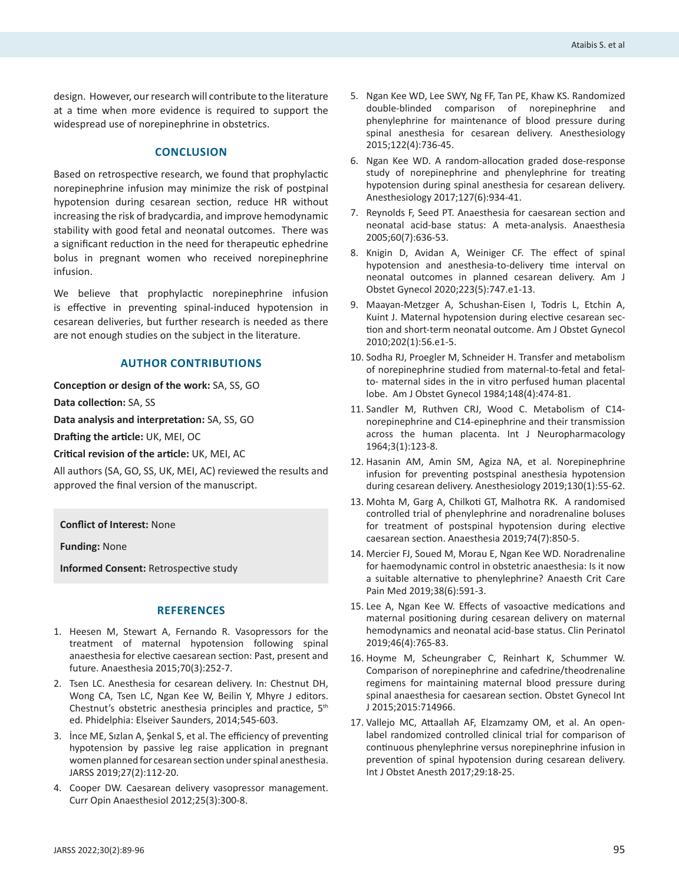design. However, our research will contribute to the literature at a time when more evidence is required to support the widespread use of norepinephrine in obstetrics.

## CONCLUSION

Based on retrospective research, we found that prophylactic norepinephrine infusion may minimize the risk of postpinal hypotension during cesarean section, reduce HR without increasing the risk of bradycardia, and improve hemodynamic stability with good fetal and neonatal outcomes. There was a significant reduction in the need for therapeutic ephedrine bolus in pregnant women who received norepinephrine infusion.

We believe that prophylactic norepinephrine infusion is effective in preventing spinal-induced hypotension in cesarean deliveries, but further research is needed as there are not enough studies on the subject in the literature.

## AUTHOR CONTRIBUTIONS

**Conception or design of the work:** SA, SS, GO

**Data collection:** SA, SS

**Data analysis and interpretation:** SA, SS, GO

**Drafting the article:** UK, MEI, OC

**Critical revision of the article:** UK, MEI, AC

All authors (SA, GO, SS, UK, MEI, AC) reviewed the results and approved the final version of the manuscript.

**Conflict of Interest:** None

**Funding:** None

**Informed Consent:** Retrospective study

## REFERENCES

1. Heesen M, Stewart A, Fernando R. Vasopressors for the treatment of maternal hypotension following spinal anaesthesia for elective caesarean section: Past, present and future. Anaesthesia 2015;70(3):252-7.
2. Tsen LC. Anesthesia for cesarean delivery. In: Chestnut DH, Wong CA, Tsen LC, Ngan Kee W, Beilin Y, Mhyre J editors. Chestnut's obstetric anesthesia principles and practice, 5th ed. Phidelphia: Elseiver Saunders, 2014;545-603.
3. İnce ME, Sızlan A, Şenkal S, et al. The efficiency of preventing hypotension by passive leg raise application in pregnant women planned for cesarean section under spinal anesthesia. JARSS 2019;27(2):112-20.
4. Cooper DW. Caesarean delivery vasopressor management. Curr Opin Anaesthesiol 2012;25(3):300-8.
5. Ngan Kee WD, Lee SWY, Ng FF, Tan PE, Khaw KS. Randomized double-blinded comparison of norepinephrine and phenylephrine for maintenance of blood pressure during spinal anesthesia for cesarean delivery. Anesthesiology 2015;122(4):736-45.
6. Ngan Kee WD. A random-allocation graded dose-response study of norepinephrine and phenylephrine for treating hypotension during spinal anesthesia for cesarean delivery. Anesthesiology 2017;127(6):934-41.
7. Reynolds F, Seed PT. Anaesthesia for caesarean section and neonatal acid-base status: A meta-analysis. Anaesthesia 2005;60(7):636-53.
8. Knigin D, Avidan A, Weiniger CF. The effect of spinal hypotension and anesthesia-to-delivery time interval on neonatal outcomes in planned cesarean delivery. Am J Obstet Gynecol 2020;223(5):747.e1-13.
9. Maayan-Metzger A, Schushan-Eisen I, Todris L, Etchin A, Kuint J. Maternal hypotension during elective cesarean section and short-term neonatal outcome. Am J Obstet Gynecol 2010;202(1):56.e1-5.
10. Sodha RJ, Proegler M, Schneider H. Transfer and metabolism of norepinephrine studied from maternal-to-fetal and fetal-to- maternal sides in the in vitro perfused human placental lobe. Am J Obstet Gynecol 1984;148(4):474-81.
11. Sandler M, Ruthven CRJ, Wood C. Metabolism of C14-norepinephrine and C14-epinephrine and their transmission across the human placenta. Int J Neuropharmacology 1964;3(1):123-8.
12. Hasanin AM, Amin SM, Agiza NA, et al. Norepinephrine infusion for preventing postspinal anesthesia hypotension during cesarean delivery. Anesthesiology 2019;130(1):55-62.
13. Mohta M, Garg A, Chilkoti GT, Malhotra RK. A randomised controlled trial of phenylephrine and noradrenaline boluses for treatment of postspinal hypotension during elective caesarean section. Anaesthesia 2019;74(7):850-5.
14. Mercier FJ, Soued M, Morau E, Ngan Kee WD. Noradrenaline for haemodynamic control in obstetric anaesthesia: Is it now a suitable alternative to phenylephrine? Anaesth Crit Care Pain Med 2019;38(6):591-3.
15. Lee A, Ngan Kee W. Effects of vasoactive medications and maternal positioning during cesarean delivery on maternal hemodynamics and neonatal acid-base status. Clin Perinatol 2019;46(4):765-83.
16. Hoyme M, Scheungraber C, Reinhart K, Schummer W. Comparison of norepinephrine and cafedrine/theodrenaline regimens for maintaining maternal blood pressure during spinal anaesthesia for caesarean section. Obstet Gynecol Int J 2015;2015:714966.
17. Vallejo MC, Attaallah AF, Elzamzamy OM, et al. An open-label randomized controlled clinical trial for comparison of continuous phenylephrine versus norepinephrine infusion in prevention of spinal hypotension during cesarean delivery. Int J Obstet Anesth 2017;29:18-25.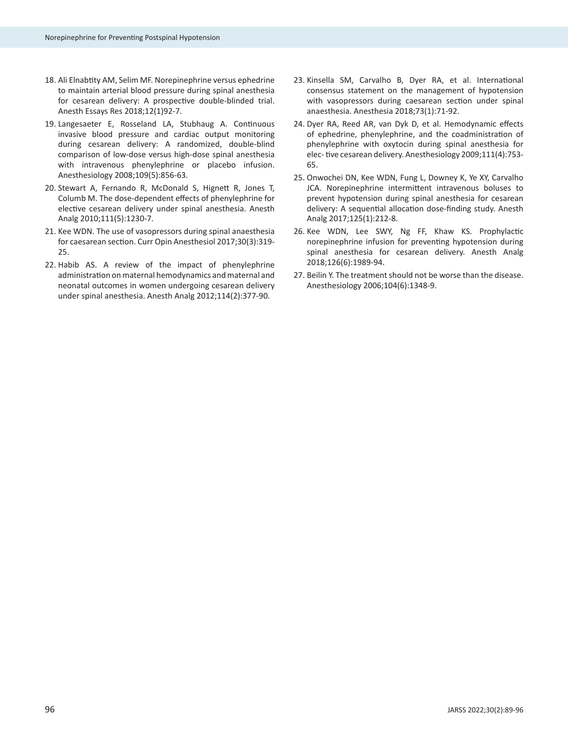18. Ali Elnabtity AM, Selim MF. Norepinephrine versus ephedrine to maintain arterial blood pressure during spinal anesthesia for cesarean delivery: A prospective double-blinded trial. Anesth Essays Res 2018;12(1)92-7.
19. Langesaeter E, Rosseland LA, Stubhaug A. Continuous invasive blood pressure and cardiac output monitoring during cesarean delivery: A randomized, double-blind comparison of low-dose versus high-dose spinal anesthesia with intravenous phenylephrine or placebo infusion. Anesthesiology 2008;109(5):856-63.
20. Stewart A, Fernando R, McDonald S, Hignett R, Jones T, Columb M. The dose-dependent effects of phenylephrine for elective cesarean delivery under spinal anesthesia. Anesth Analg 2010;111(5):1230-7.
21. Kee WDN. The use of vasopressors during spinal anaesthesia for caesarean section. Curr Opin Anesthesiol 2017;30(3):319-25.
22. Habib AS. A review of the impact of phenylephrine administration on maternal hemodynamics and maternal and neonatal outcomes in women undergoing cesarean delivery under spinal anesthesia. Anesth Analg 2012;114(2):377-90.
23. Kinsella SM, Carvalho B, Dyer RA, et al. International consensus statement on the management of hypotension with vasopressors during caesarean section under spinal anaesthesia. Anesthesia 2018;73(1):71-92.
24. Dyer RA, Reed AR, van Dyk D, et al. Hemodynamic effects of ephedrine, phenylephrine, and the coadministration of phenylephrine with oxytocin during spinal anesthesia for elec- tive cesarean delivery. Anesthesiology 2009;111(4):753-65.
25. Onwochei DN, Kee WDN, Fung L, Downey K, Ye XY, Carvalho JCA. Norepinephrine intermittent intravenous boluses to prevent hypotension during spinal anesthesia for cesarean delivery: A sequential allocation dose-finding study. Anesth Analg 2017;125(1):212-8.
26. Kee WDN, Lee SWY, Ng FF, Khaw KS. Prophylactic norepinephrine infusion for preventing hypotension during spinal anesthesia for cesarean delivery. Anesth Analg 2018;126(6):1989-94.
27. Beilin Y. The treatment should not be worse than the disease. Anesthesiology 2006;104(6):1348-9.